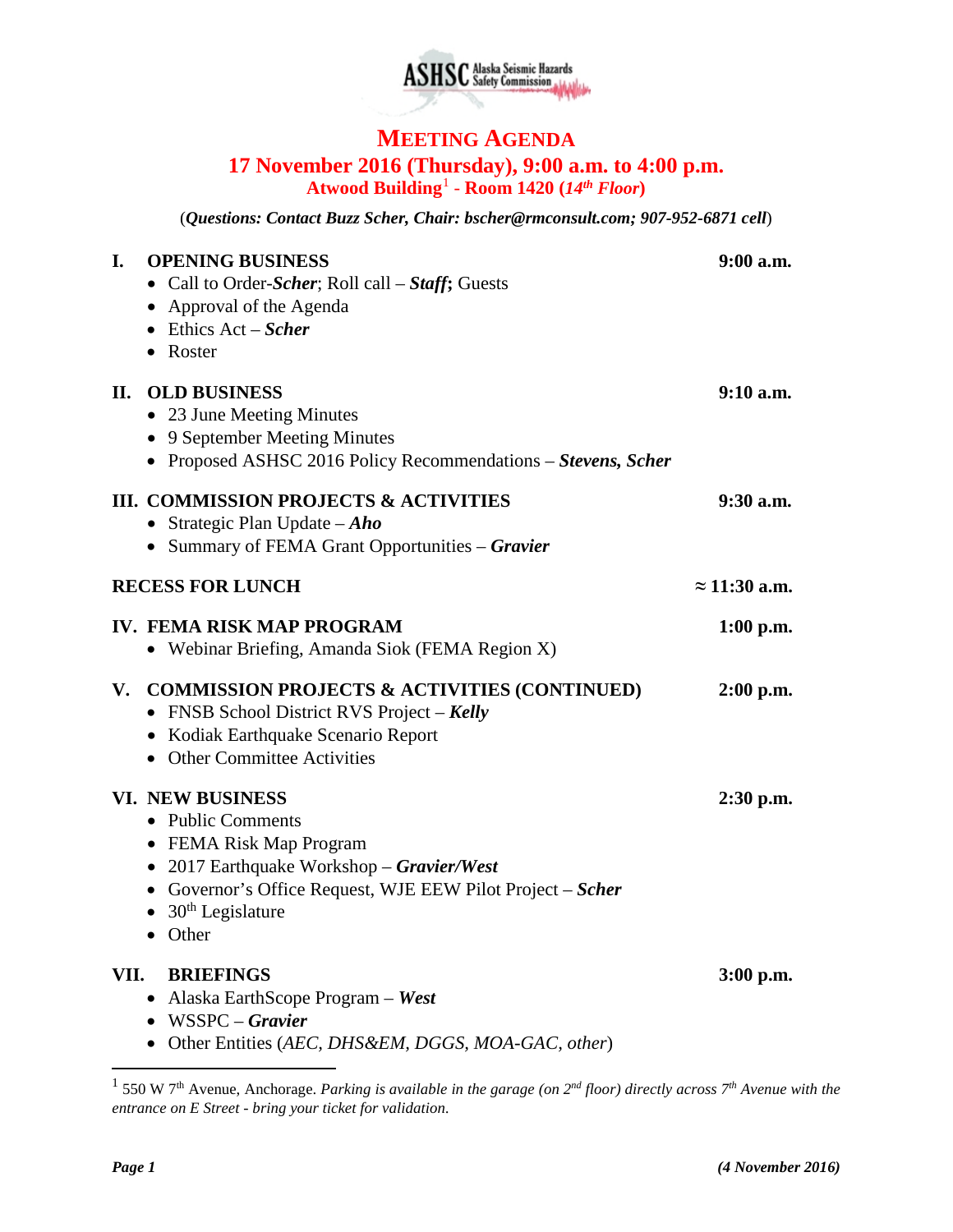ASHSC Alaska Seismic Hazards Safety Commission

# MEETING AGENDA

## 17 November 2016 (Thursday), 9:00 a.m. to 4:00 p.m.

### Atwood Building[1] - Room 1420 (*14th Floor*)

(***Questions: Contact Buzz Scher, Chair: bscher@rmconsult.com; 907-952-6871 cell***)

**I. OPENING BUSINESS** — **9:00 a.m.**

- Call to Order-***Scher***; Roll call – ***Staff*; **Guests
- Approval of the Agenda
- Ethics Act – ***Scher***
- Roster

**II. OLD BUSINESS** — **9:10 a.m.**

- 23 June Meeting Minutes
- 9 September Meeting Minutes
- Proposed ASHSC 2016 Policy Recommendations – ***Stevens, Scher***

**III. COMMISSION PROJECTS & ACTIVITIES** — **9:30 a.m.**

- Strategic Plan Update – ***Aho***
- Summary of FEMA Grant Opportunities – ***Gravier***

**RECESS FOR LUNCH** — **≈ 11:30 a.m.**

**IV. FEMA RISK MAP PROGRAM** — **1:00 p.m.**

- Webinar Briefing, Amanda Siok (FEMA Region X)

**V. COMMISSION PROJECTS & ACTIVITIES (CONTINUED)** — **2:00 p.m.**

- FNSB School District RVS Project – ***Kelly***
- Kodiak Earthquake Scenario Report
- Other Committee Activities

**VI. NEW BUSINESS** — **2:30 p.m.**

- Public Comments
- FEMA Risk Map Program
- 2017 Earthquake Workshop – ***Gravier/West***
- Governor's Office Request, WJE EEW Pilot Project – ***Scher***
- 30th Legislature
- Other

**VII. BRIEFINGS** — **3:00 p.m.**

- Alaska EarthScope Program – ***West***
- WSSPC – ***Gravier***
- Other Entities (*AEC, DHS&EM, DGGS, MOA-GAC, other*)

---

[1] 550 W 7th Avenue, Anchorage. *Parking is available in the garage (on 2nd floor) directly across 7th Avenue with the entrance on E Street - bring your ticket for validation.*

***(4 November 2016)***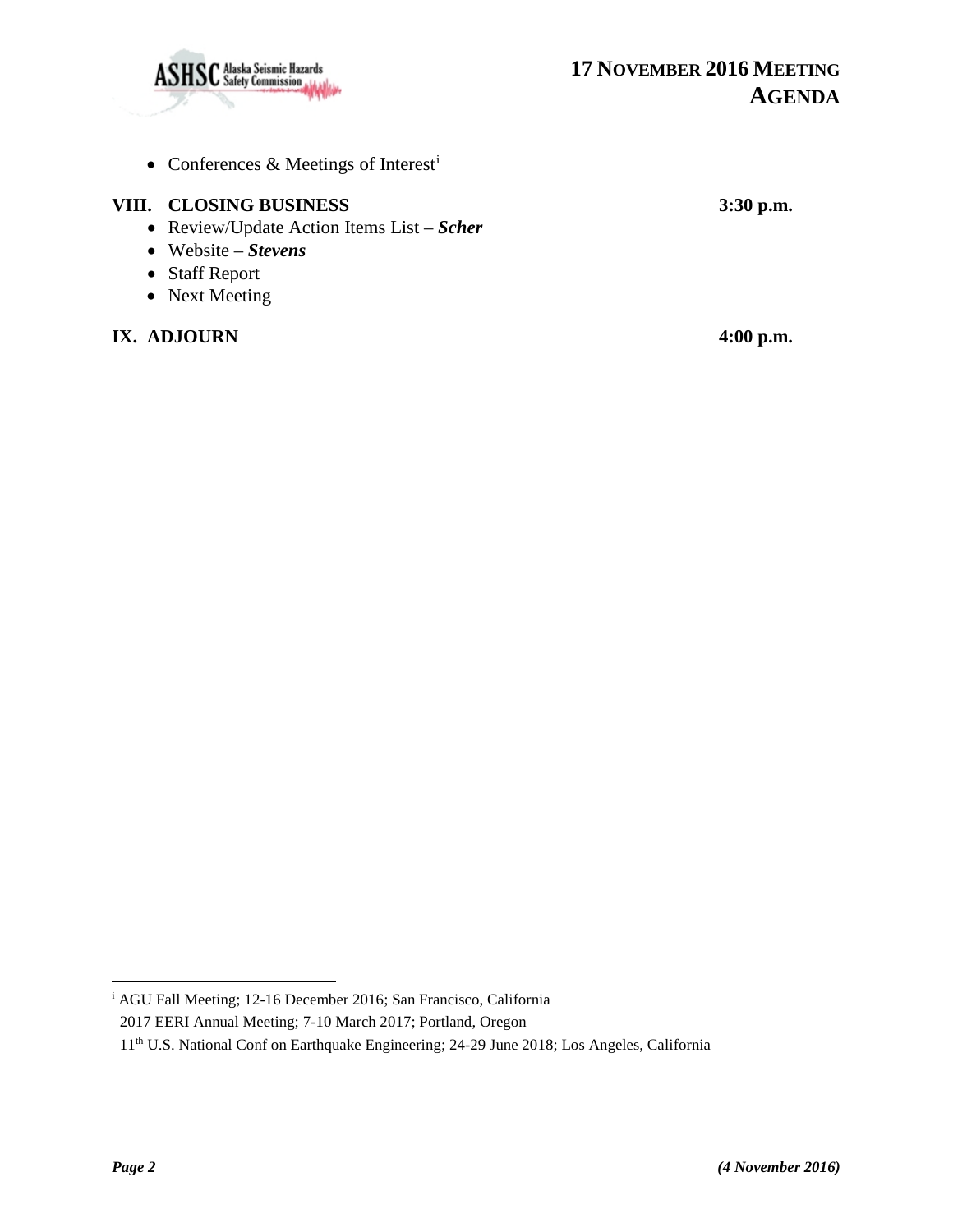- Conferences & Meetings of Interest[i]

## VIII. CLOSING BUSINESS — 3:30 p.m.

- Review/Update Action Items List – ***Scher***
- Website – ***Stevens***
- Staff Report
- Next Meeting

## IX. ADJOURN — 4:00 p.m.

---

[i] AGU Fall Meeting; 12-16 December 2016; San Francisco, California
2017 EERI Annual Meeting; 7-10 March 2017; Portland, Oregon
11th U.S. National Conf on Earthquake Engineering; 24-29 June 2018; Los Angeles, California

*(4 November 2016)*